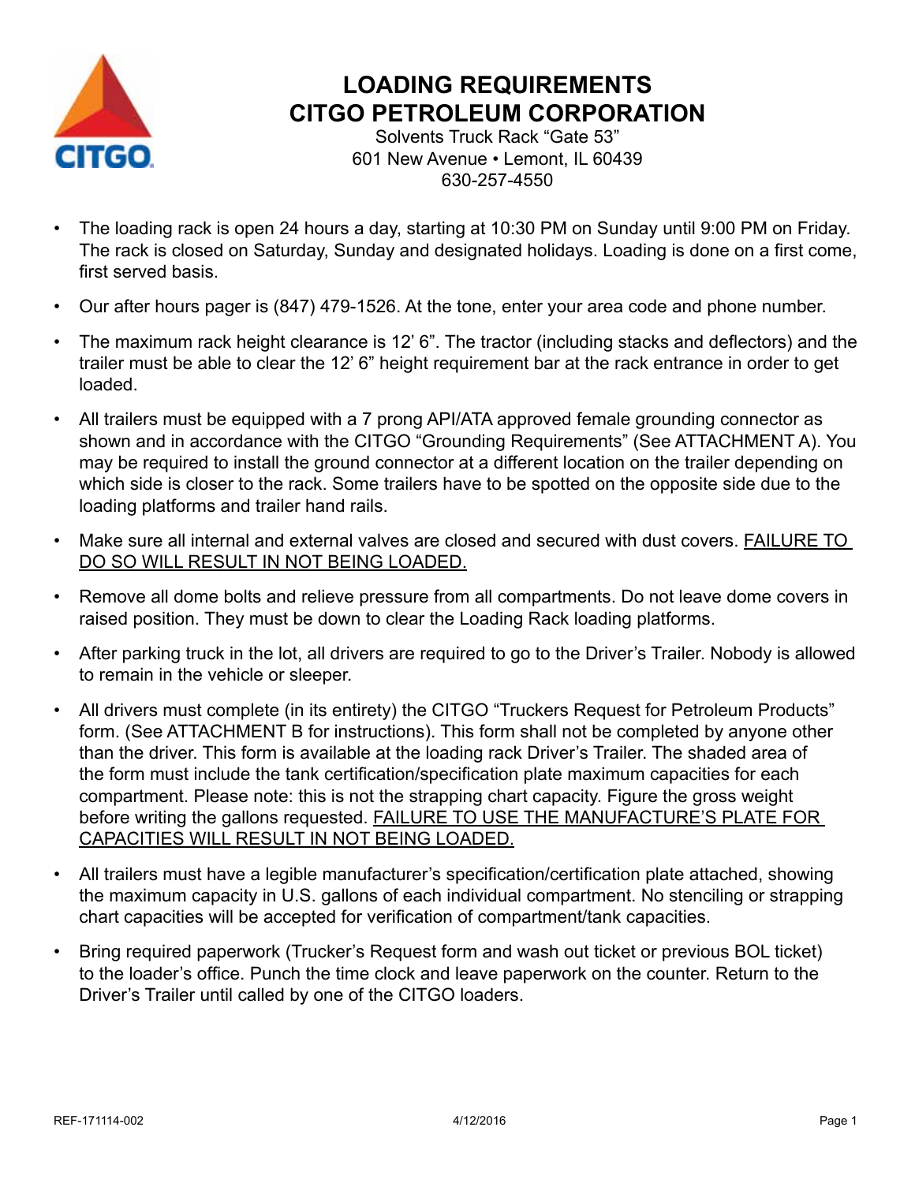# LOADING REQUIREMENTS
# CITGO PETROLEUM CORPORATION

Solvents Truck Rack "Gate 53"
601 New Avenue • Lemont, IL 60439
630-257-4550

- The loading rack is open 24 hours a day, starting at 10:30 PM on Sunday until 9:00 PM on Friday. The rack is closed on Saturday, Sunday and designated holidays. Loading is done on a first come, first served basis.
- Our after hours pager is (847) 479-1526. At the tone, enter your area code and phone number.
- The maximum rack height clearance is 12' 6". The tractor (including stacks and deflectors) and the trailer must be able to clear the 12' 6" height requirement bar at the rack entrance in order to get loaded.
- All trailers must be equipped with a 7 prong API/ATA approved female grounding connector as shown and in accordance with the CITGO "Grounding Requirements" (See ATTACHMENT A). You may be required to install the ground connector at a different location on the trailer depending on which side is closer to the rack. Some trailers have to be spotted on the opposite side due to the loading platforms and trailer hand rails.
- Make sure all internal and external valves are closed and secured with dust covers. <u>FAILURE TO DO SO WILL RESULT IN NOT BEING LOADED.</u>
- Remove all dome bolts and relieve pressure from all compartments. Do not leave dome covers in raised position. They must be down to clear the Loading Rack loading platforms.
- After parking truck in the lot, all drivers are required to go to the Driver's Trailer. Nobody is allowed to remain in the vehicle or sleeper.
- All drivers must complete (in its entirety) the CITGO "Truckers Request for Petroleum Products" form. (See ATTACHMENT B for instructions). This form shall not be completed by anyone other than the driver. This form is available at the loading rack Driver's Trailer. The shaded area of the form must include the tank certification/specification plate maximum capacities for each compartment. Please note: this is not the strapping chart capacity. Figure the gross weight before writing the gallons requested. <u>FAILURE TO USE THE MANUFACTURE'S PLATE FOR CAPACITIES WILL RESULT IN NOT BEING LOADED.</u>
- All trailers must have a legible manufacturer's specification/certification plate attached, showing the maximum capacity in U.S. gallons of each individual compartment. No stenciling or strapping chart capacities will be accepted for verification of compartment/tank capacities.
- Bring required paperwork (Trucker's Request form and wash out ticket or previous BOL ticket) to the loader's office. Punch the time clock and leave paperwork on the counter. Return to the Driver's Trailer until called by one of the CITGO loaders.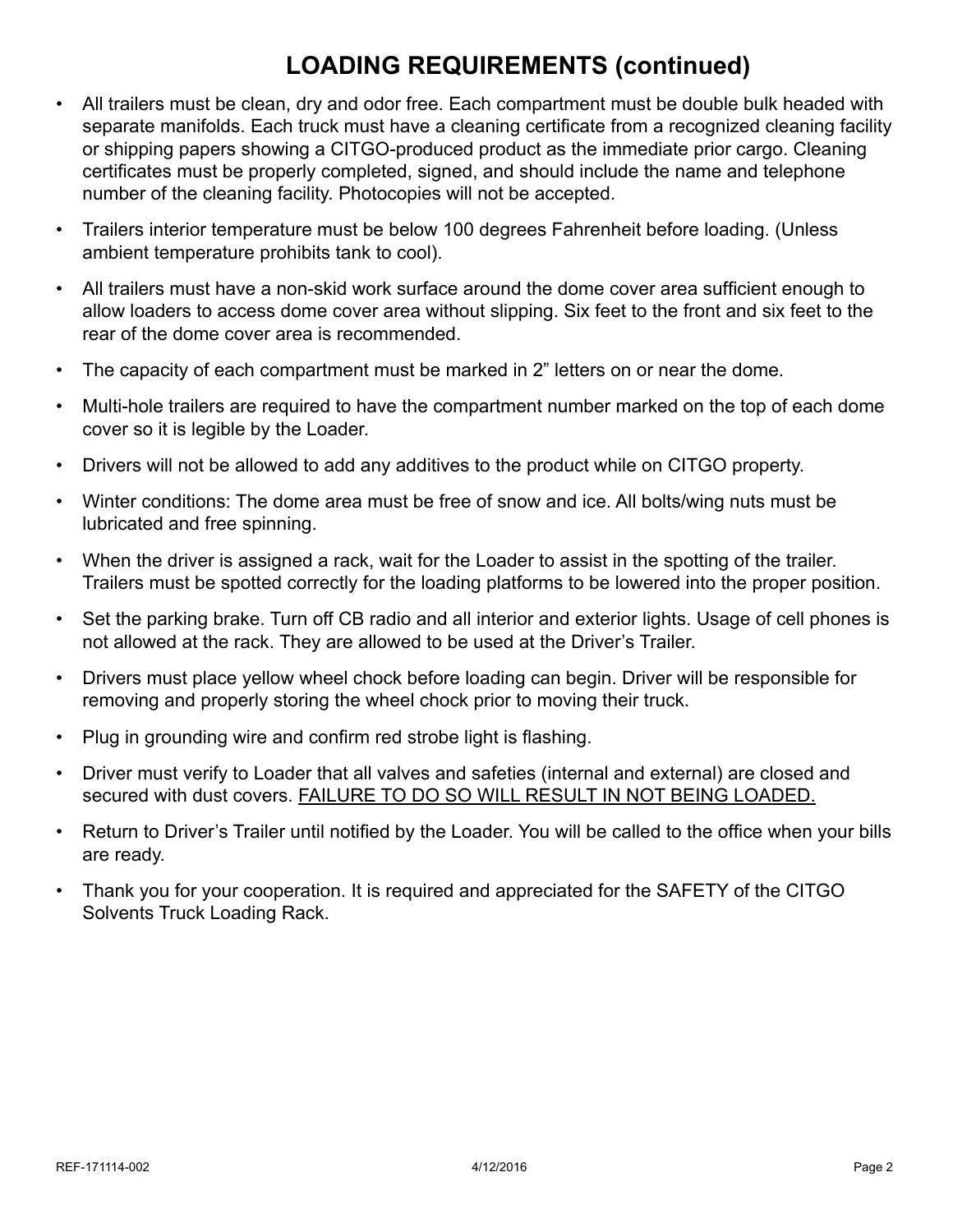## LOADING REQUIREMENTS (continued)

- All trailers must be clean, dry and odor free. Each compartment must be double bulk headed with separate manifolds. Each truck must have a cleaning certificate from a recognized cleaning facility or shipping papers showing a CITGO-produced product as the immediate prior cargo. Cleaning certificates must be properly completed, signed, and should include the name and telephone number of the cleaning facility. Photocopies will not be accepted.
- Trailers interior temperature must be below 100 degrees Fahrenheit before loading. (Unless ambient temperature prohibits tank to cool).
- All trailers must have a non-skid work surface around the dome cover area sufficient enough to allow loaders to access dome cover area without slipping. Six feet to the front and six feet to the rear of the dome cover area is recommended.
- The capacity of each compartment must be marked in 2” letters on or near the dome.
- Multi-hole trailers are required to have the compartment number marked on the top of each dome cover so it is legible by the Loader.
- Drivers will not be allowed to add any additives to the product while on CITGO property.
- Winter conditions: The dome area must be free of snow and ice. All bolts/wing nuts must be lubricated and free spinning.
- When the driver is assigned a rack, wait for the Loader to assist in the spotting of the trailer. Trailers must be spotted correctly for the loading platforms to be lowered into the proper position.
- Set the parking brake. Turn off CB radio and all interior and exterior lights. Usage of cell phones is not allowed at the rack. They are allowed to be used at the Driver’s Trailer.
- Drivers must place yellow wheel chock before loading can begin. Driver will be responsible for removing and properly storing the wheel chock prior to moving their truck.
- Plug in grounding wire and confirm red strobe light is flashing.
- Driver must verify to Loader that all valves and safeties (internal and external) are closed and secured with dust covers. <u>FAILURE TO DO SO WILL RESULT IN NOT BEING LOADED.</u>
- Return to Driver’s Trailer until notified by the Loader. You will be called to the office when your bills are ready.
- Thank you for your cooperation. It is required and appreciated for the SAFETY of the CITGO Solvents Truck Loading Rack.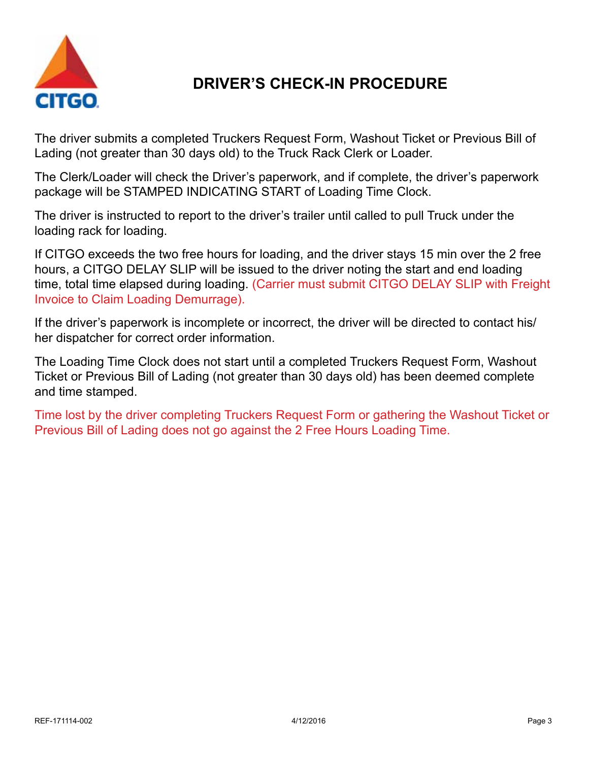# DRIVER'S CHECK-IN PROCEDURE

The driver submits a completed Truckers Request Form, Washout Ticket or Previous Bill of Lading (not greater than 30 days old) to the Truck Rack Clerk or Loader.

The Clerk/Loader will check the Driver's paperwork, and if complete, the driver's paperwork package will be STAMPED INDICATING START of Loading Time Clock.

The driver is instructed to report to the driver's trailer until called to pull Truck under the loading rack for loading.

If CITGO exceeds the two free hours for loading, and the driver stays 15 min over the 2 free hours, a CITGO DELAY SLIP will be issued to the driver noting the start and end loading time, total time elapsed during loading. (Carrier must submit CITGO DELAY SLIP with Freight Invoice to Claim Loading Demurrage).

If the driver's paperwork is incomplete or incorrect, the driver will be directed to contact his/her dispatcher for correct order information.

The Loading Time Clock does not start until a completed Truckers Request Form, Washout Ticket or Previous Bill of Lading (not greater than 30 days old) has been deemed complete and time stamped.

Time lost by the driver completing Truckers Request Form or gathering the Washout Ticket or Previous Bill of Lading does not go against the 2 Free Hours Loading Time.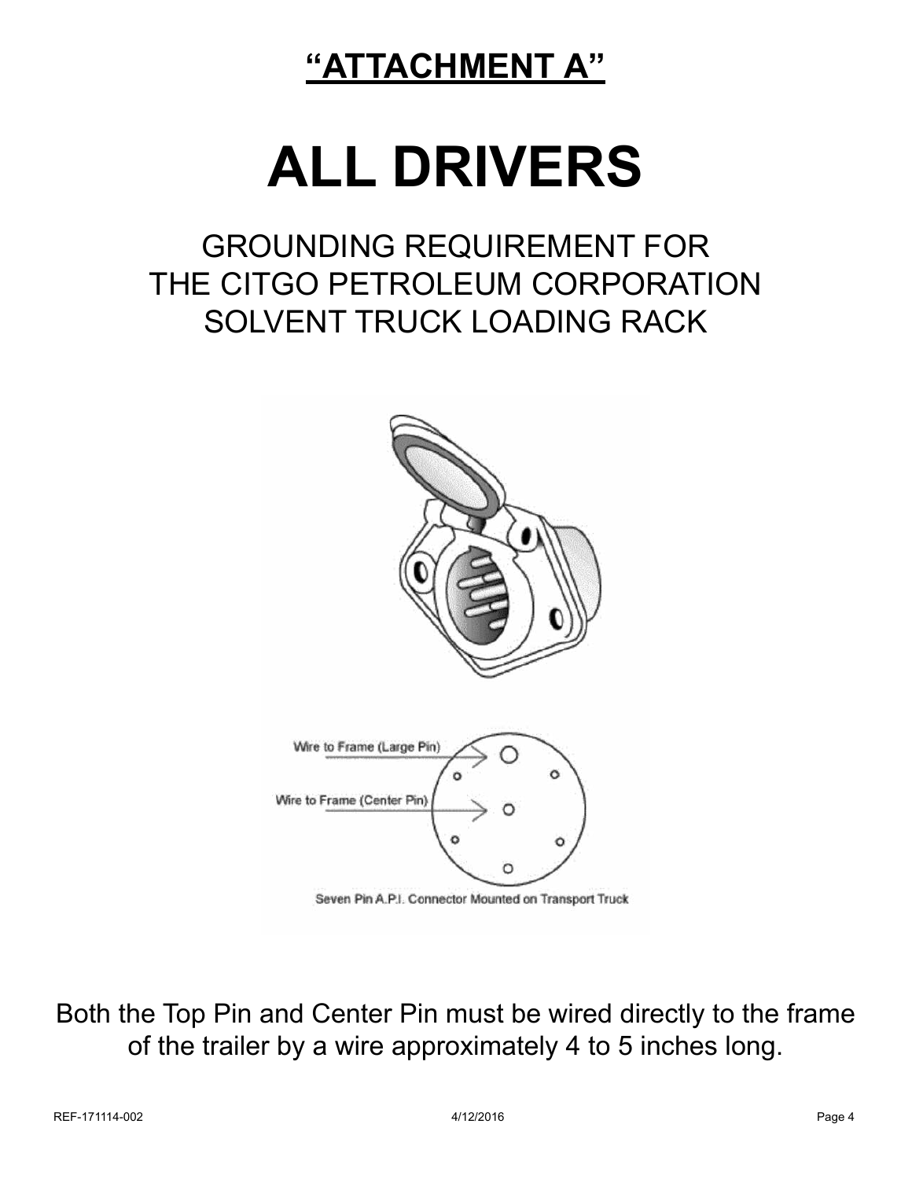## "ATTACHMENT A"

# ALL DRIVERS

## GROUNDING REQUIREMENT FOR THE CITGO PETROLEUM CORPORATION SOLVENT TRUCK LOADING RACK

Wire to Frame (Large Pin)

Wire to Frame (Center Pin)

Seven Pin A.P.I. Connector Mounted on Transport Truck

Both the Top Pin and Center Pin must be wired directly to the frame of the trailer by a wire approximately 4 to 5 inches long.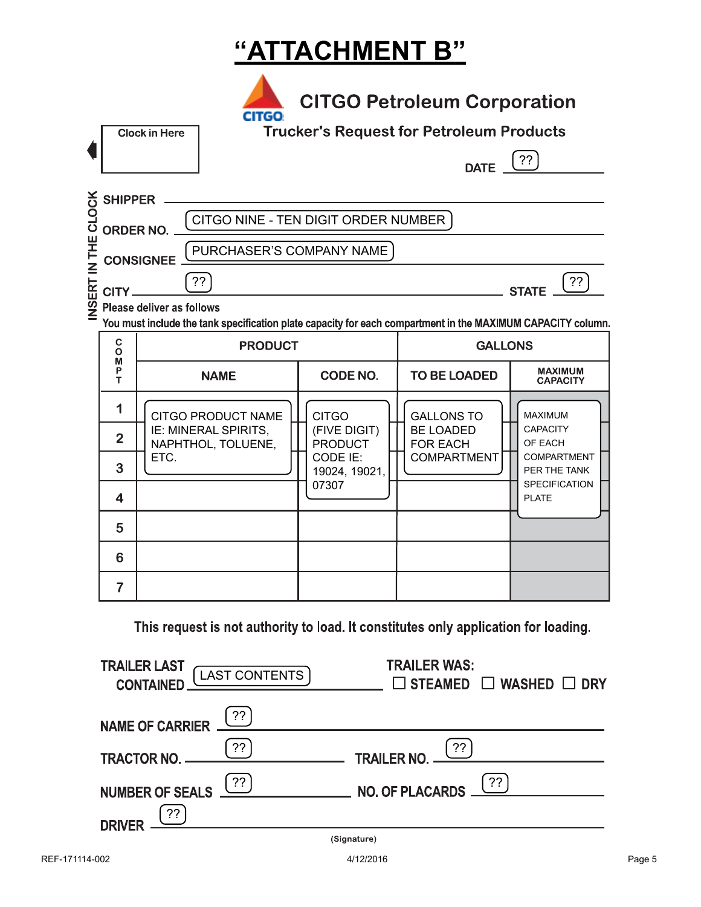# "ATTACHMENT B"

## CITGO Petroleum Corporation

### Trucker's Request for Petroleum Products

Clock in Here

INSERT IN THE CLOCK

DATE ??

SHIPPER

ORDER NO. CITGO NINE - TEN DIGIT ORDER NUMBER

CONSIGNEE PURCHASER'S COMPANY NAME

CITY ?? STATE ??

Please deliver as follows

**You must include the tank specification plate capacity for each compartment in the MAXIMUM CAPACITY column.**

| COMPT | PRODUCT | | GALLONS | |
|---|---|---|---|---|
| | NAME | CODE NO. | TO BE LOADED | MAXIMUM CAPACITY |
| 1 | CITGO PRODUCT NAME IE: MINERAL SPIRITS, NAPHTHOL, TOLUENE, ETC. | CITGO (FIVE DIGIT) PRODUCT CODE IE: 19024, 19021, 07307 | GALLONS TO BE LOADED FOR EACH COMPARTMENT | MAXIMUM CAPACITY OF EACH COMPARTMENT PER THE TANK SPECIFICATION PLATE |
| 2 | | | | |
| 3 | | | | |
| 4 | | | | |
| 5 | | | | |
| 6 | | | | |
| 7 | | | | |

This request is not authority to load. It constitutes only application for loading.

TRAILER LAST CONTAINED LAST CONTENTS

TRAILER WAS: ☐ STEAMED ☐ WASHED ☐ DRY

NAME OF CARRIER ??

TRACTOR NO. ?? TRAILER NO. ??

NUMBER OF SEALS ?? NO. OF PLACARDS ??

DRIVER ??

(Signature)

REF-171114-002 4/12/2016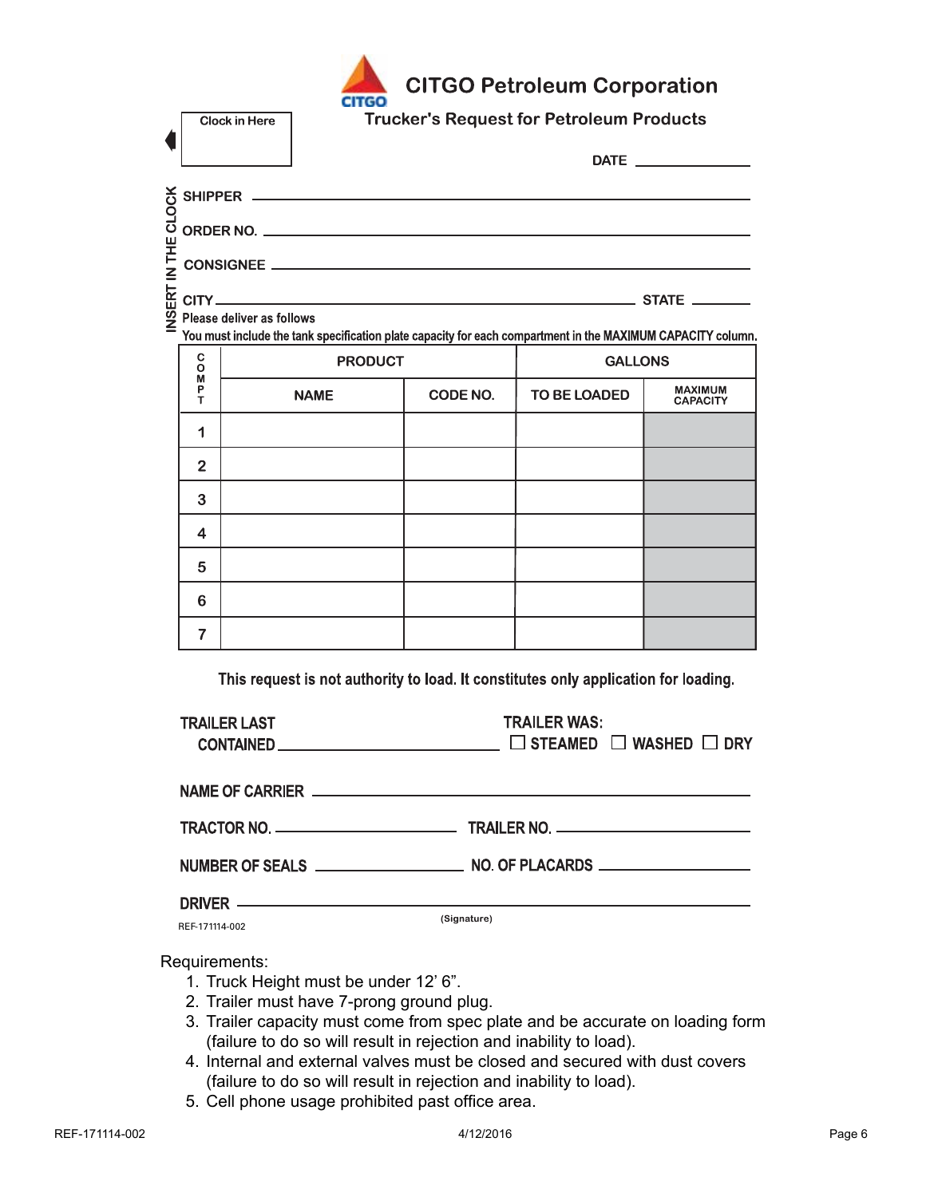# CITGO Petroleum Corporation

## Trucker's Request for Petroleum Products

Clock in Here

INSERT IN THE CLOCK

DATE \_\_\_\_\_\_\_\_\_\_\_\_

SHIPPER \_\_\_\_\_\_\_\_\_\_\_\_\_\_\_\_\_\_\_\_\_\_\_\_\_\_\_\_\_\_\_\_\_\_\_\_\_\_\_\_

ORDER NO. \_\_\_\_\_\_\_\_\_\_\_\_\_\_\_\_\_\_\_\_\_\_\_\_\_\_\_\_\_\_\_\_\_\_\_\_\_\_\_\_

CONSIGNEE \_\_\_\_\_\_\_\_\_\_\_\_\_\_\_\_\_\_\_\_\_\_\_\_\_\_\_\_\_\_\_\_\_\_\_\_\_\_\_\_

CITY \_\_\_\_\_\_\_\_\_\_\_\_\_\_\_\_\_\_\_\_\_\_\_\_\_\_\_\_\_\_\_\_ STATE \_\_\_\_\_\_\_\_

Please deliver as follows

You must include the tank specification plate capacity for each compartment in the MAXIMUM CAPACITY column.

| COMPT | PRODUCT | | GALLONS | |
|---|---|---|---|---|
| | NAME | CODE NO. | TO BE LOADED | MAXIMUM CAPACITY |
| 1 | | | | |
| 2 | | | | |
| 3 | | | | |
| 4 | | | | |
| 5 | | | | |
| 6 | | | | |
| 7 | | | | |

This request is not authority to load. It constitutes only application for loading.

TRAILER LAST CONTAINED \_\_\_\_\_\_\_\_\_\_\_\_\_\_\_\_\_\_\_\_ TRAILER WAS: ☐ STEAMED ☐ WASHED ☐ DRY

NAME OF CARRIER \_\_\_\_\_\_\_\_\_\_\_\_\_\_\_\_\_\_\_\_\_\_\_\_\_\_\_\_\_\_\_\_\_\_\_\_\_\_\_\_

TRACTOR NO. \_\_\_\_\_\_\_\_\_\_\_\_\_\_\_\_\_\_\_\_ TRAILER NO. \_\_\_\_\_\_\_\_\_\_\_\_\_\_\_\_\_\_\_\_

NUMBER OF SEALS \_\_\_\_\_\_\_\_\_\_\_\_\_\_\_\_\_\_\_\_ NO. OF PLACARDS \_\_\_\_\_\_\_\_\_\_\_\_\_\_\_\_\_\_\_\_

DRIVER \_\_\_\_\_\_\_\_\_\_\_\_\_\_\_\_\_\_\_\_\_\_\_\_\_\_\_\_\_\_\_\_\_\_\_\_\_\_\_\_
(Signature)

REF-171114-002

Requirements:

1. Truck Height must be under 12' 6".
2. Trailer must have 7-prong ground plug.
3. Trailer capacity must come from spec plate and be accurate on loading form (failure to do so will result in rejection and inability to load).
4. Internal and external valves must be closed and secured with dust covers (failure to do so will result in rejection and inability to load).
5. Cell phone usage prohibited past office area.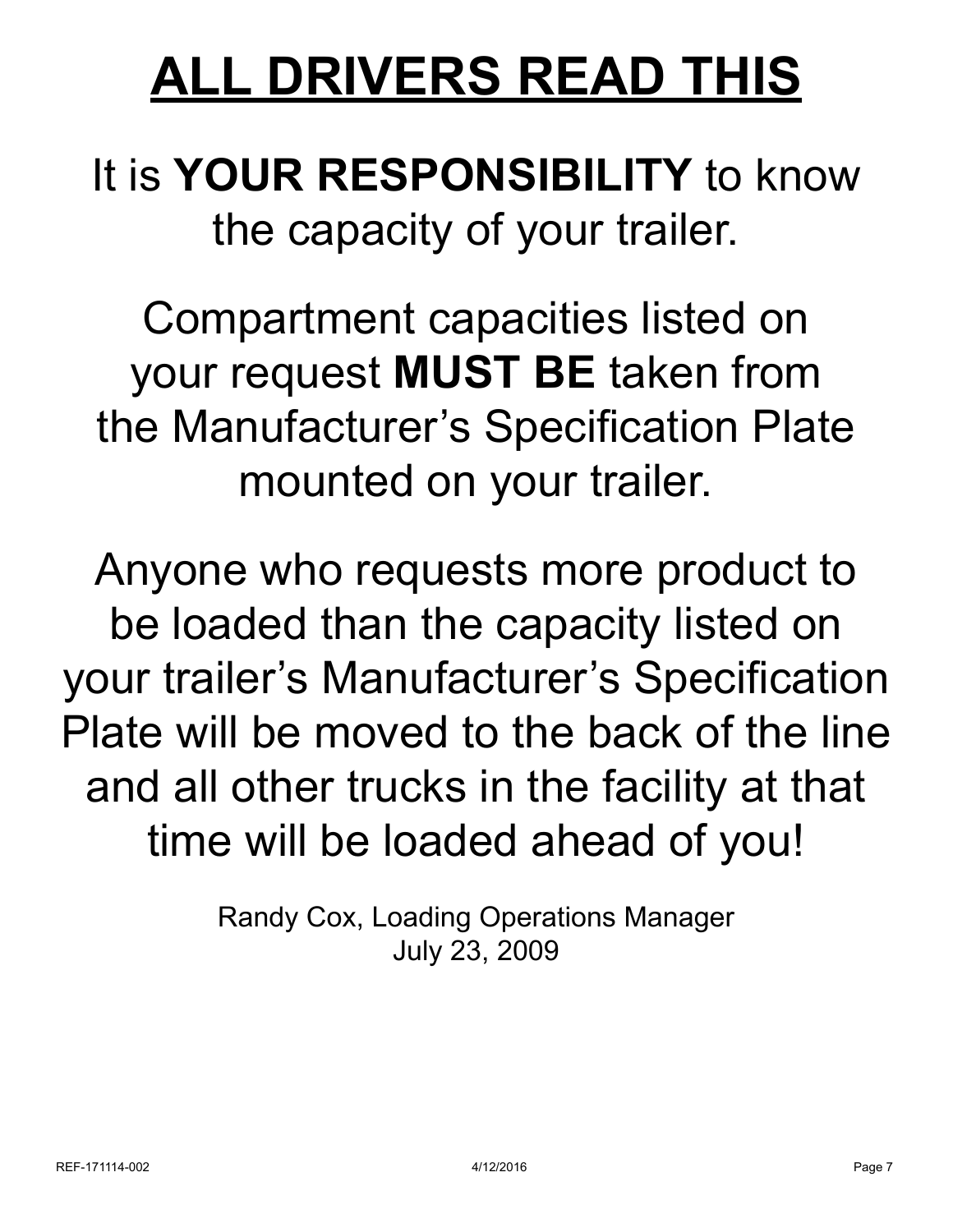# ALL DRIVERS READ THIS

It is **YOUR RESPONSIBILITY** to know the capacity of your trailer.

Compartment capacities listed on your request **MUST BE** taken from the Manufacturer's Specification Plate mounted on your trailer.

Anyone who requests more product to be loaded than the capacity listed on your trailer's Manufacturer's Specification Plate will be moved to the back of the line and all other trucks in the facility at that time will be loaded ahead of you!

Randy Cox, Loading Operations Manager
July 23, 2009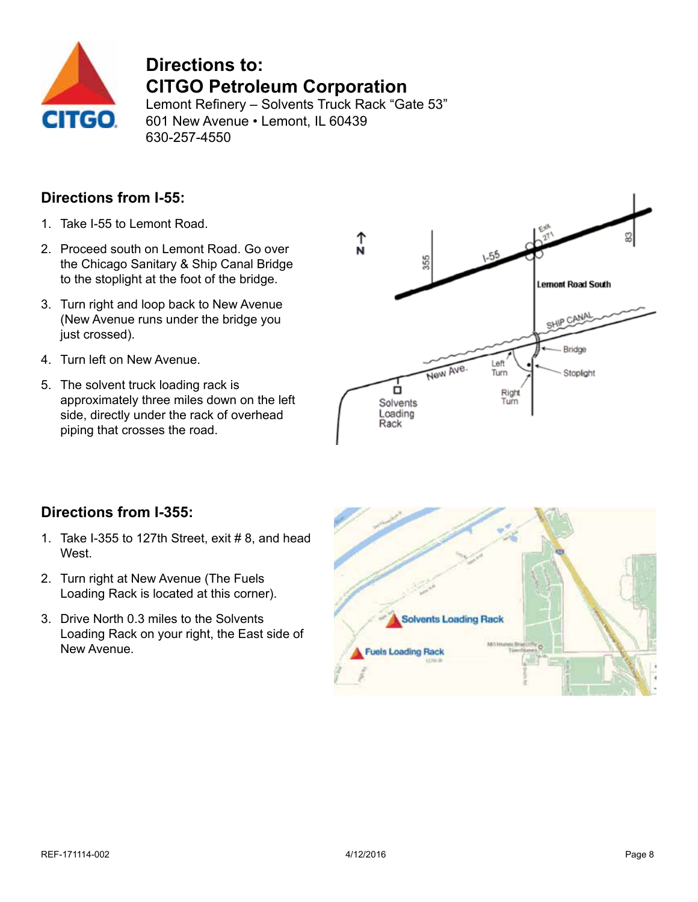# Directions to: CITGO Petroleum Corporation

Lemont Refinery – Solvents Truck Rack "Gate 53"
601 New Avenue • Lemont, IL 60439
630-257-4550

## Directions from I-55:

1. Take I-55 to Lemont Road.
2. Proceed south on Lemont Road. Go over the Chicago Sanitary & Ship Canal Bridge to the stoplight at the foot of the bridge.
3. Turn right and loop back to New Avenue (New Avenue runs under the bridge you just crossed).
4. Turn left on New Avenue.
5. The solvent truck loading rack is approximately three miles down on the left side, directly under the rack of overhead piping that crosses the road.

## Directions from I-355:

1. Take I-355 to 127th Street, exit # 8, and head West.
2. Turn right at New Avenue (The Fuels Loading Rack is located at this corner).
3. Drive North 0.3 miles to the Solvents Loading Rack on your right, the East side of New Avenue.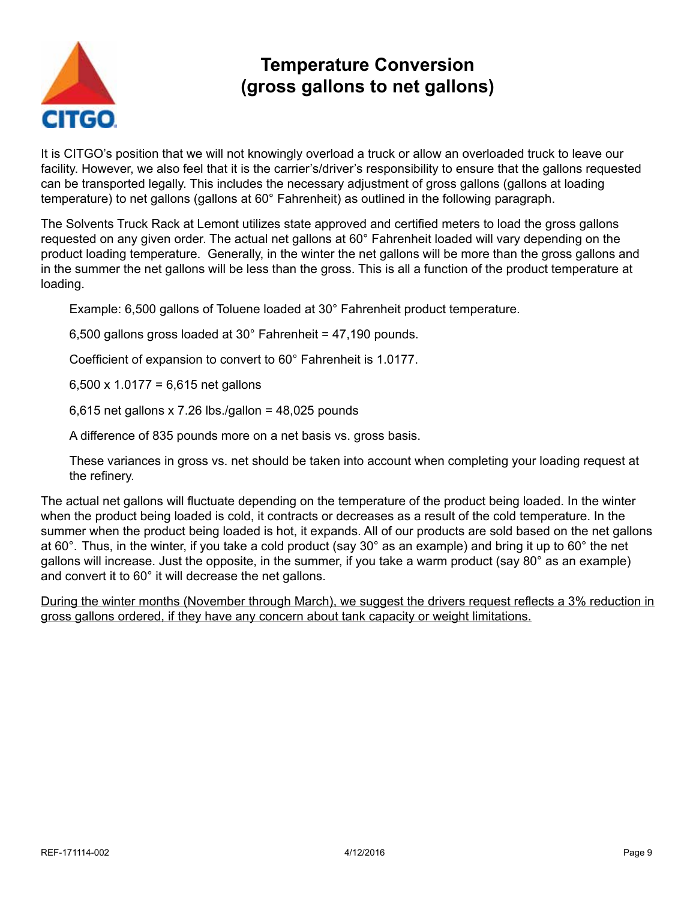# Temperature Conversion (gross gallons to net gallons)

It is CITGO's position that we will not knowingly overload a truck or allow an overloaded truck to leave our facility. However, we also feel that it is the carrier's/driver's responsibility to ensure that the gallons requested can be transported legally. This includes the necessary adjustment of gross gallons (gallons at loading temperature) to net gallons (gallons at 60° Fahrenheit) as outlined in the following paragraph.

The Solvents Truck Rack at Lemont utilizes state approved and certified meters to load the gross gallons requested on any given order. The actual net gallons at 60° Fahrenheit loaded will vary depending on the product loading temperature. Generally, in the winter the net gallons will be more than the gross gallons and in the summer the net gallons will be less than the gross. This is all a function of the product temperature at loading.

> Example: 6,500 gallons of Toluene loaded at 30° Fahrenheit product temperature.
>
> 6,500 gallons gross loaded at 30° Fahrenheit = 47,190 pounds.
>
> Coefficient of expansion to convert to 60° Fahrenheit is 1.0177.
>
> 6,500 x 1.0177 = 6,615 net gallons
>
> 6,615 net gallons x 7.26 lbs./gallon = 48,025 pounds
>
> A difference of 835 pounds more on a net basis vs. gross basis.
>
> These variances in gross vs. net should be taken into account when completing your loading request at the refinery.

The actual net gallons will fluctuate depending on the temperature of the product being loaded. In the winter when the product being loaded is cold, it contracts or decreases as a result of the cold temperature. In the summer when the product being loaded is hot, it expands. All of our products are sold based on the net gallons at 60°. Thus, in the winter, if you take a cold product (say 30° as an example) and bring it up to 60° the net gallons will increase. Just the opposite, in the summer, if you take a warm product (say 80° as an example) and convert it to 60° it will decrease the net gallons.

<u>During the winter months (November through March), we suggest the drivers request reflects a 3% reduction in gross gallons ordered, if they have any concern about tank capacity or weight limitations.</u>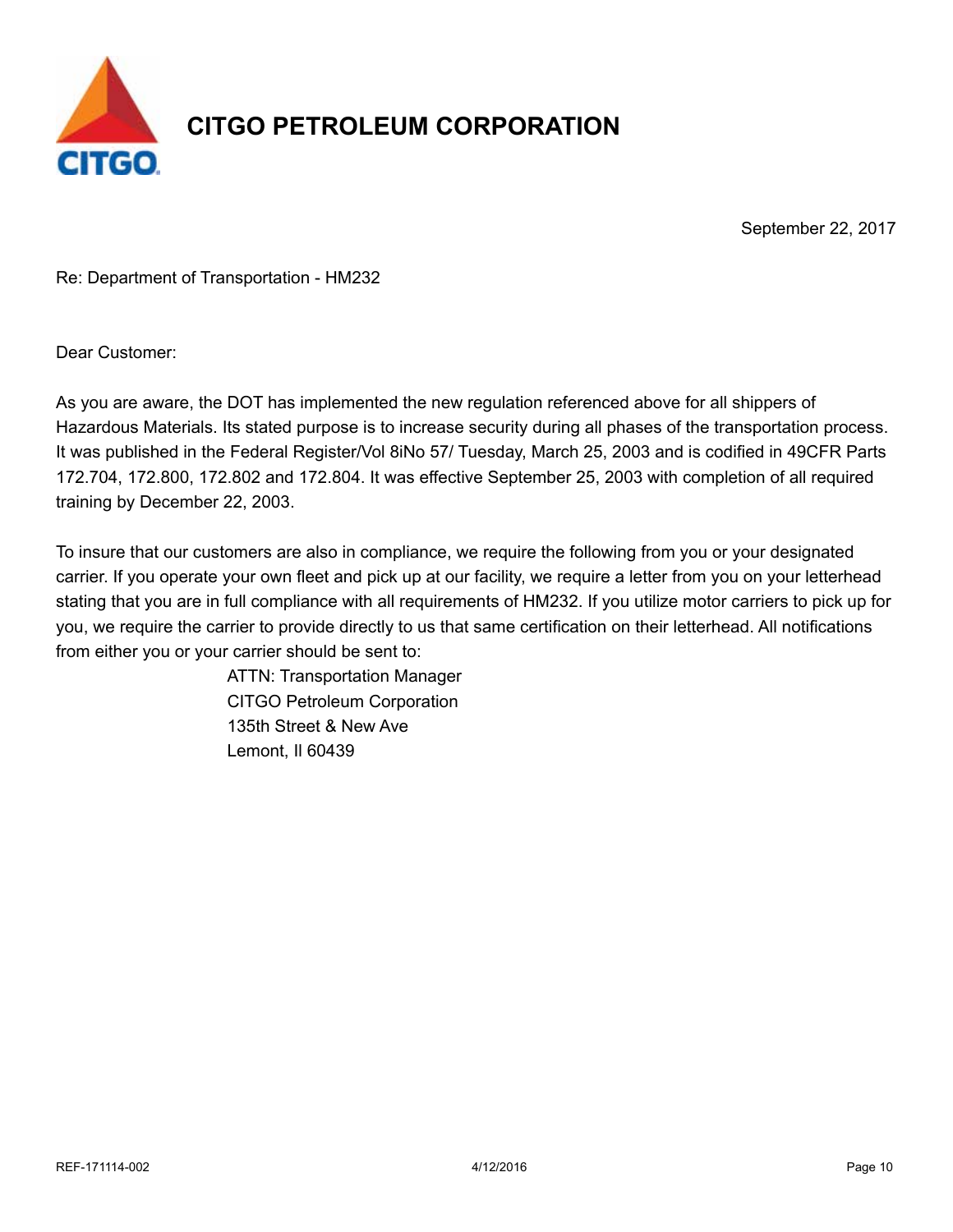# CITGO PETROLEUM CORPORATION

September 22, 2017

Re: Department of Transportation - HM232

Dear Customer:

As you are aware, the DOT has implemented the new regulation referenced above for all shippers of Hazardous Materials. Its stated purpose is to increase security during all phases of the transportation process. It was published in the Federal Register/Vol 8iNo 57/ Tuesday, March 25, 2003 and is codified in 49CFR Parts 172.704, 172.800, 172.802 and 172.804. It was effective September 25, 2003 with completion of all required training by December 22, 2003.

To insure that our customers are also in compliance, we require the following from you or your designated carrier. If you operate your own fleet and pick up at our facility, we require a letter from you on your letterhead stating that you are in full compliance with all requirements of HM232. If you utilize motor carriers to pick up for you, we require the carrier to provide directly to us that same certification on their letterhead. All notifications from either you or your carrier should be sent to:

ATTN: Transportation Manager
CITGO Petroleum Corporation
135th Street & New Ave
Lemont, Il 60439

REF-171114-002 4/12/2016